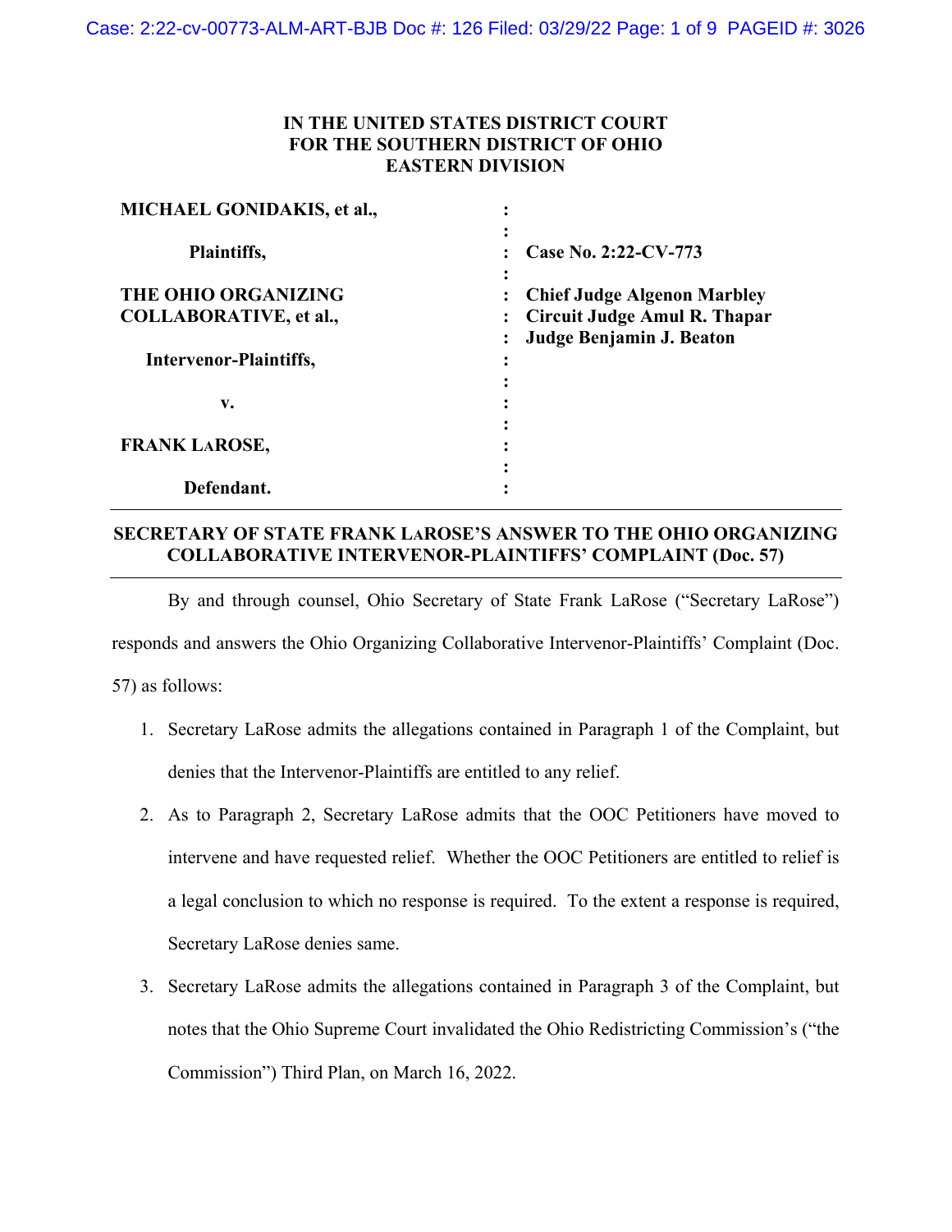**IN THE UNITED STATES DISTRICT COURT**
**FOR THE SOUTHERN DISTRICT OF OHIO**
**EASTERN DIVISION**

| | | |
|---|---|---|
| **MICHAEL GONIDAKIS, et al.,** | : | |
| | : | |
| **Plaintiffs,** | : | **Case No. 2:22-CV-773** |
| | : | |
| **THE OHIO ORGANIZING COLLABORATIVE, et al.,** | : | **Chief Judge Algenon Marbley** |
| | : | **Circuit Judge Amul R. Thapar** |
| | : | **Judge Benjamin J. Beaton** |
| **Intervenor-Plaintiffs,** | : | |
| | : | |
| **v.** | : | |
| | : | |
| **FRANK LAROSE,** | : | |
| | : | |
| **Defendant.** | : | |

**SECRETARY OF STATE FRANK LAROSE'S ANSWER TO THE OHIO ORGANIZING COLLABORATIVE INTERVENOR-PLAINTIFFS' COMPLAINT (Doc. 57)**

By and through counsel, Ohio Secretary of State Frank LaRose ("Secretary LaRose") responds and answers the Ohio Organizing Collaborative Intervenor-Plaintiffs' Complaint (Doc. 57) as follows:

1. Secretary LaRose admits the allegations contained in Paragraph 1 of the Complaint, but denies that the Intervenor-Plaintiffs are entitled to any relief.
2. As to Paragraph 2, Secretary LaRose admits that the OOC Petitioners have moved to intervene and have requested relief. Whether the OOC Petitioners are entitled to relief is a legal conclusion to which no response is required. To the extent a response is required, Secretary LaRose denies same.
3. Secretary LaRose admits the allegations contained in Paragraph 3 of the Complaint, but notes that the Ohio Supreme Court invalidated the Ohio Redistricting Commission's ("the Commission") Third Plan, on March 16, 2022.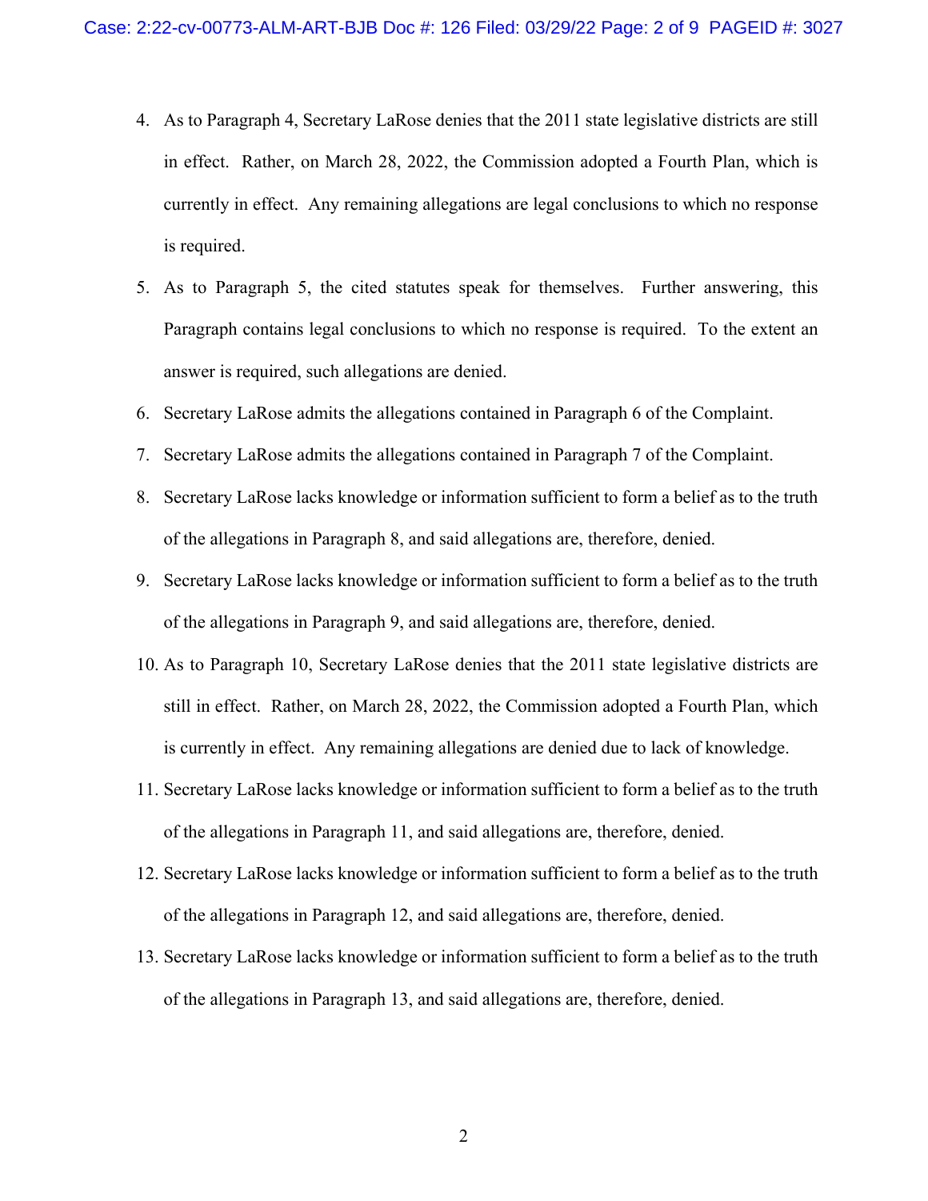4. As to Paragraph 4, Secretary LaRose denies that the 2011 state legislative districts are still in effect. Rather, on March 28, 2022, the Commission adopted a Fourth Plan, which is currently in effect. Any remaining allegations are legal conclusions to which no response is required.

5. As to Paragraph 5, the cited statutes speak for themselves. Further answering, this Paragraph contains legal conclusions to which no response is required. To the extent an answer is required, such allegations are denied.

6. Secretary LaRose admits the allegations contained in Paragraph 6 of the Complaint.

7. Secretary LaRose admits the allegations contained in Paragraph 7 of the Complaint.

8. Secretary LaRose lacks knowledge or information sufficient to form a belief as to the truth of the allegations in Paragraph 8, and said allegations are, therefore, denied.

9. Secretary LaRose lacks knowledge or information sufficient to form a belief as to the truth of the allegations in Paragraph 9, and said allegations are, therefore, denied.

10. As to Paragraph 10, Secretary LaRose denies that the 2011 state legislative districts are still in effect. Rather, on March 28, 2022, the Commission adopted a Fourth Plan, which is currently in effect. Any remaining allegations are denied due to lack of knowledge.

11. Secretary LaRose lacks knowledge or information sufficient to form a belief as to the truth of the allegations in Paragraph 11, and said allegations are, therefore, denied.

12. Secretary LaRose lacks knowledge or information sufficient to form a belief as to the truth of the allegations in Paragraph 12, and said allegations are, therefore, denied.

13. Secretary LaRose lacks knowledge or information sufficient to form a belief as to the truth of the allegations in Paragraph 13, and said allegations are, therefore, denied.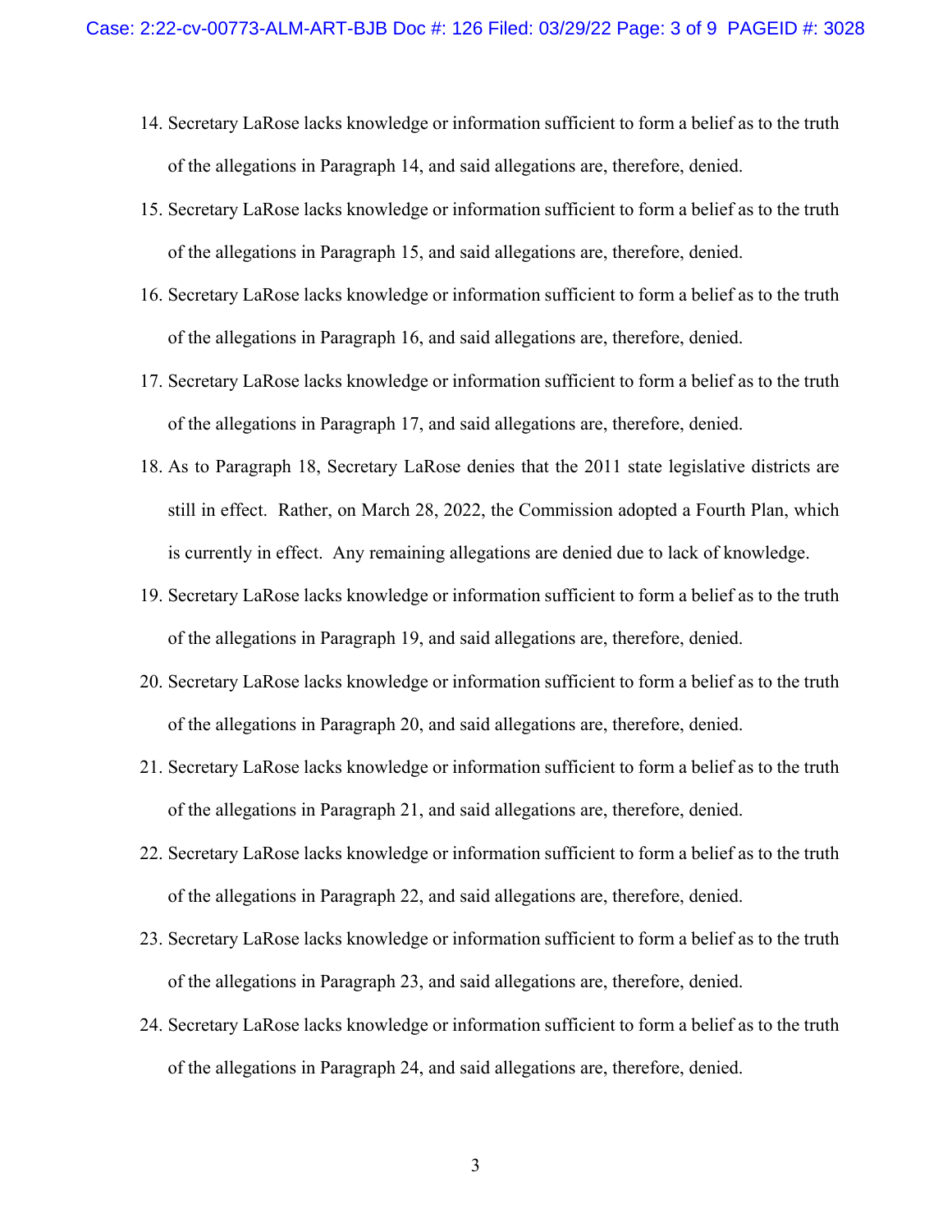14. Secretary LaRose lacks knowledge or information sufficient to form a belief as to the truth of the allegations in Paragraph 14, and said allegations are, therefore, denied.
15. Secretary LaRose lacks knowledge or information sufficient to form a belief as to the truth of the allegations in Paragraph 15, and said allegations are, therefore, denied.
16. Secretary LaRose lacks knowledge or information sufficient to form a belief as to the truth of the allegations in Paragraph 16, and said allegations are, therefore, denied.
17. Secretary LaRose lacks knowledge or information sufficient to form a belief as to the truth of the allegations in Paragraph 17, and said allegations are, therefore, denied.
18. As to Paragraph 18, Secretary LaRose denies that the 2011 state legislative districts are still in effect. Rather, on March 28, 2022, the Commission adopted a Fourth Plan, which is currently in effect. Any remaining allegations are denied due to lack of knowledge.
19. Secretary LaRose lacks knowledge or information sufficient to form a belief as to the truth of the allegations in Paragraph 19, and said allegations are, therefore, denied.
20. Secretary LaRose lacks knowledge or information sufficient to form a belief as to the truth of the allegations in Paragraph 20, and said allegations are, therefore, denied.
21. Secretary LaRose lacks knowledge or information sufficient to form a belief as to the truth of the allegations in Paragraph 21, and said allegations are, therefore, denied.
22. Secretary LaRose lacks knowledge or information sufficient to form a belief as to the truth of the allegations in Paragraph 22, and said allegations are, therefore, denied.
23. Secretary LaRose lacks knowledge or information sufficient to form a belief as to the truth of the allegations in Paragraph 23, and said allegations are, therefore, denied.
24. Secretary LaRose lacks knowledge or information sufficient to form a belief as to the truth of the allegations in Paragraph 24, and said allegations are, therefore, denied.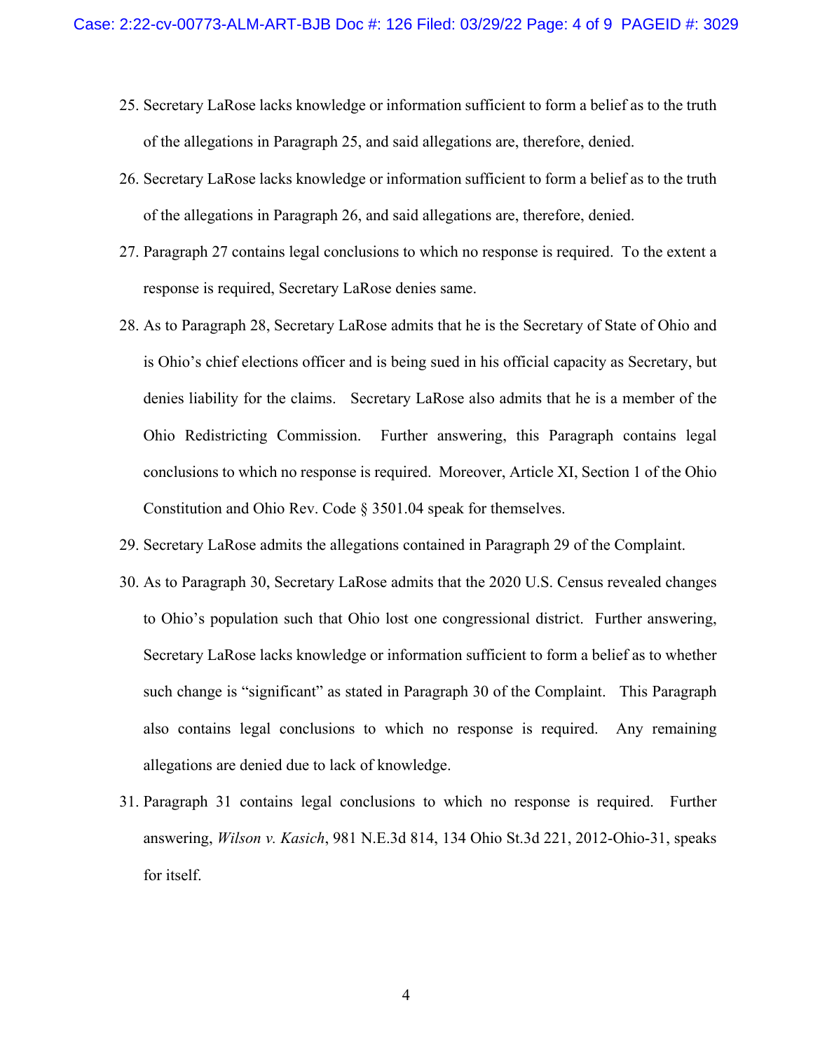25. Secretary LaRose lacks knowledge or information sufficient to form a belief as to the truth of the allegations in Paragraph 25, and said allegations are, therefore, denied.

26. Secretary LaRose lacks knowledge or information sufficient to form a belief as to the truth of the allegations in Paragraph 26, and said allegations are, therefore, denied.

27. Paragraph 27 contains legal conclusions to which no response is required. To the extent a response is required, Secretary LaRose denies same.

28. As to Paragraph 28, Secretary LaRose admits that he is the Secretary of State of Ohio and is Ohio's chief elections officer and is being sued in his official capacity as Secretary, but denies liability for the claims. Secretary LaRose also admits that he is a member of the Ohio Redistricting Commission. Further answering, this Paragraph contains legal conclusions to which no response is required. Moreover, Article XI, Section 1 of the Ohio Constitution and Ohio Rev. Code § 3501.04 speak for themselves.

29. Secretary LaRose admits the allegations contained in Paragraph 29 of the Complaint.

30. As to Paragraph 30, Secretary LaRose admits that the 2020 U.S. Census revealed changes to Ohio's population such that Ohio lost one congressional district. Further answering, Secretary LaRose lacks knowledge or information sufficient to form a belief as to whether such change is "significant" as stated in Paragraph 30 of the Complaint. This Paragraph also contains legal conclusions to which no response is required. Any remaining allegations are denied due to lack of knowledge.

31. Paragraph 31 contains legal conclusions to which no response is required. Further answering, *Wilson v. Kasich*, 981 N.E.3d 814, 134 Ohio St.3d 221, 2012-Ohio-31, speaks for itself.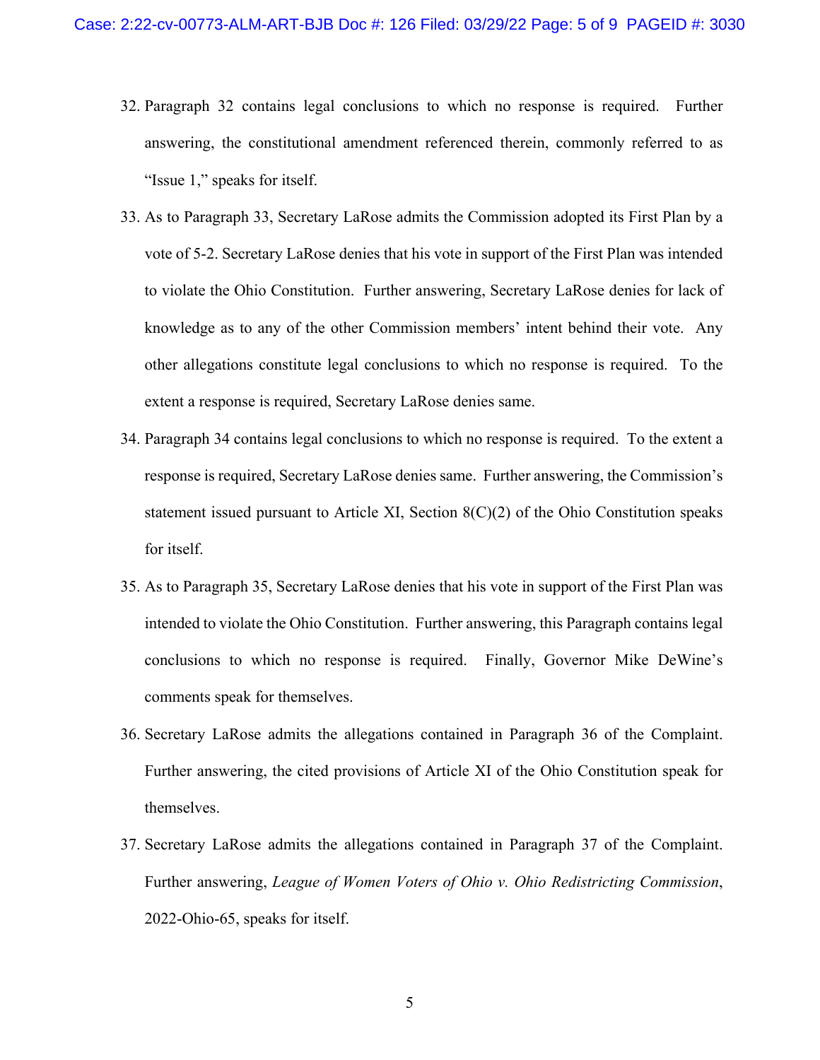32. Paragraph 32 contains legal conclusions to which no response is required. Further answering, the constitutional amendment referenced therein, commonly referred to as "Issue 1," speaks for itself.

33. As to Paragraph 33, Secretary LaRose admits the Commission adopted its First Plan by a vote of 5-2. Secretary LaRose denies that his vote in support of the First Plan was intended to violate the Ohio Constitution. Further answering, Secretary LaRose denies for lack of knowledge as to any of the other Commission members' intent behind their vote. Any other allegations constitute legal conclusions to which no response is required. To the extent a response is required, Secretary LaRose denies same.

34. Paragraph 34 contains legal conclusions to which no response is required. To the extent a response is required, Secretary LaRose denies same. Further answering, the Commission's statement issued pursuant to Article XI, Section 8(C)(2) of the Ohio Constitution speaks for itself.

35. As to Paragraph 35, Secretary LaRose denies that his vote in support of the First Plan was intended to violate the Ohio Constitution. Further answering, this Paragraph contains legal conclusions to which no response is required. Finally, Governor Mike DeWine's comments speak for themselves.

36. Secretary LaRose admits the allegations contained in Paragraph 36 of the Complaint. Further answering, the cited provisions of Article XI of the Ohio Constitution speak for themselves.

37. Secretary LaRose admits the allegations contained in Paragraph 37 of the Complaint. Further answering, *League of Women Voters of Ohio v. Ohio Redistricting Commission*, 2022-Ohio-65, speaks for itself.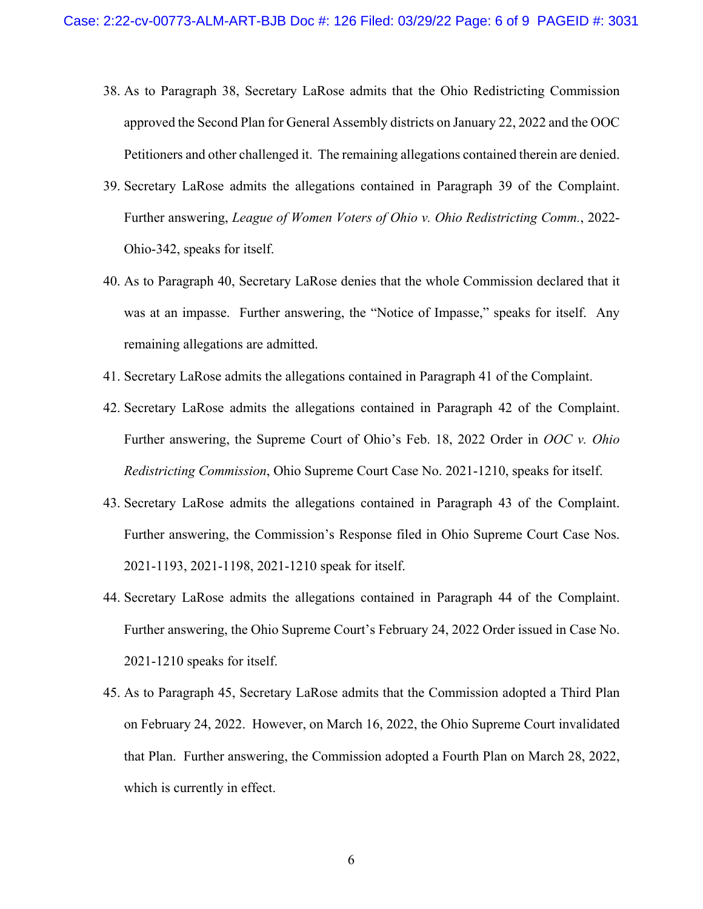38. As to Paragraph 38, Secretary LaRose admits that the Ohio Redistricting Commission approved the Second Plan for General Assembly districts on January 22, 2022 and the OOC Petitioners and other challenged it. The remaining allegations contained therein are denied.

39. Secretary LaRose admits the allegations contained in Paragraph 39 of the Complaint. Further answering, *League of Women Voters of Ohio v. Ohio Redistricting Comm.*, 2022-Ohio-342, speaks for itself.

40. As to Paragraph 40, Secretary LaRose denies that the whole Commission declared that it was at an impasse. Further answering, the "Notice of Impasse," speaks for itself. Any remaining allegations are admitted.

41. Secretary LaRose admits the allegations contained in Paragraph 41 of the Complaint.

42. Secretary LaRose admits the allegations contained in Paragraph 42 of the Complaint. Further answering, the Supreme Court of Ohio's Feb. 18, 2022 Order in *OOC v. Ohio Redistricting Commission*, Ohio Supreme Court Case No. 2021-1210, speaks for itself.

43. Secretary LaRose admits the allegations contained in Paragraph 43 of the Complaint. Further answering, the Commission's Response filed in Ohio Supreme Court Case Nos. 2021-1193, 2021-1198, 2021-1210 speak for itself.

44. Secretary LaRose admits the allegations contained in Paragraph 44 of the Complaint. Further answering, the Ohio Supreme Court's February 24, 2022 Order issued in Case No. 2021-1210 speaks for itself.

45. As to Paragraph 45, Secretary LaRose admits that the Commission adopted a Third Plan on February 24, 2022. However, on March 16, 2022, the Ohio Supreme Court invalidated that Plan. Further answering, the Commission adopted a Fourth Plan on March 28, 2022, which is currently in effect.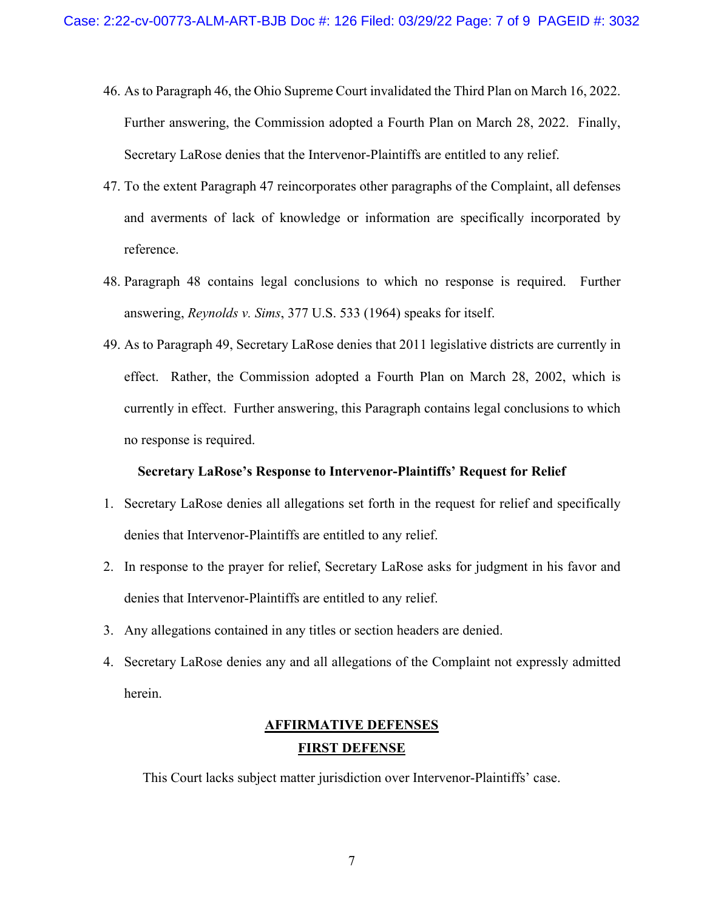46. As to Paragraph 46, the Ohio Supreme Court invalidated the Third Plan on March 16, 2022. Further answering, the Commission adopted a Fourth Plan on March 28, 2022. Finally, Secretary LaRose denies that the Intervenor-Plaintiffs are entitled to any relief.

47. To the extent Paragraph 47 reincorporates other paragraphs of the Complaint, all defenses and averments of lack of knowledge or information are specifically incorporated by reference.

48. Paragraph 48 contains legal conclusions to which no response is required. Further answering, *Reynolds v. Sims*, 377 U.S. 533 (1964) speaks for itself.

49. As to Paragraph 49, Secretary LaRose denies that 2011 legislative districts are currently in effect. Rather, the Commission adopted a Fourth Plan on March 28, 2002, which is currently in effect. Further answering, this Paragraph contains legal conclusions to which no response is required.

**Secretary LaRose's Response to Intervenor-Plaintiffs' Request for Relief**

1. Secretary LaRose denies all allegations set forth in the request for relief and specifically denies that Intervenor-Plaintiffs are entitled to any relief.

2. In response to the prayer for relief, Secretary LaRose asks for judgment in his favor and denies that Intervenor-Plaintiffs are entitled to any relief.

3. Any allegations contained in any titles or section headers are denied.

4. Secretary LaRose denies any and all allegations of the Complaint not expressly admitted herein.

## AFFIRMATIVE DEFENSES

### FIRST DEFENSE

This Court lacks subject matter jurisdiction over Intervenor-Plaintiffs' case.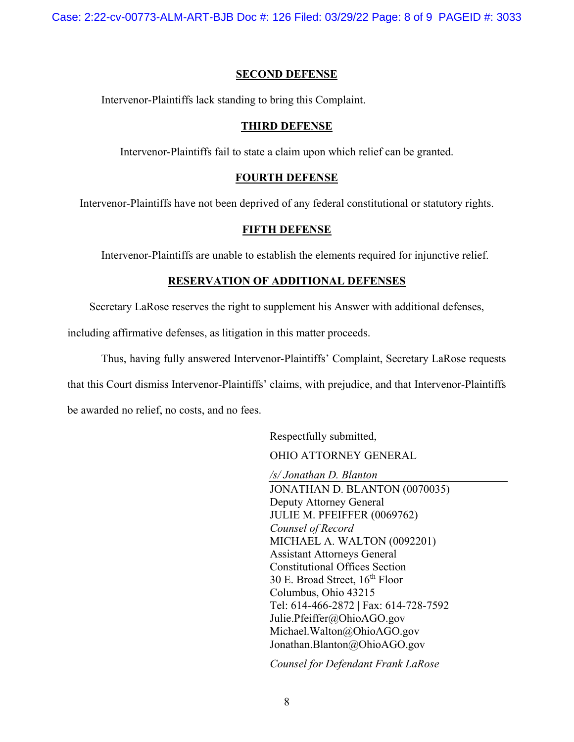**SECOND DEFENSE**

Intervenor-Plaintiffs lack standing to bring this Complaint.

**THIRD DEFENSE**

Intervenor-Plaintiffs fail to state a claim upon which relief can be granted.

**FOURTH DEFENSE**

Intervenor-Plaintiffs have not been deprived of any federal constitutional or statutory rights.

**FIFTH DEFENSE**

Intervenor-Plaintiffs are unable to establish the elements required for injunctive relief.

**RESERVATION OF ADDITIONAL DEFENSES**

Secretary LaRose reserves the right to supplement his Answer with additional defenses, including affirmative defenses, as litigation in this matter proceeds.

Thus, having fully answered Intervenor-Plaintiffs' Complaint, Secretary LaRose requests that this Court dismiss Intervenor-Plaintiffs' claims, with prejudice, and that Intervenor-Plaintiffs be awarded no relief, no costs, and no fees.

Respectfully submitted,

OHIO ATTORNEY GENERAL

*/s/ Jonathan D. Blanton*
JONATHAN D. BLANTON (0070035)
Deputy Attorney General
JULIE M. PFEIFFER (0069762)
*Counsel of Record*
MICHAEL A. WALTON (0092201)
Assistant Attorneys General
Constitutional Offices Section
30 E. Broad Street, 16th Floor
Columbus, Ohio 43215
Tel: 614-466-2872 | Fax: 614-728-7592
Julie.Pfeiffer@OhioAGO.gov
Michael.Walton@OhioAGO.gov
Jonathan.Blanton@OhioAGO.gov

*Counsel for Defendant Frank LaRose*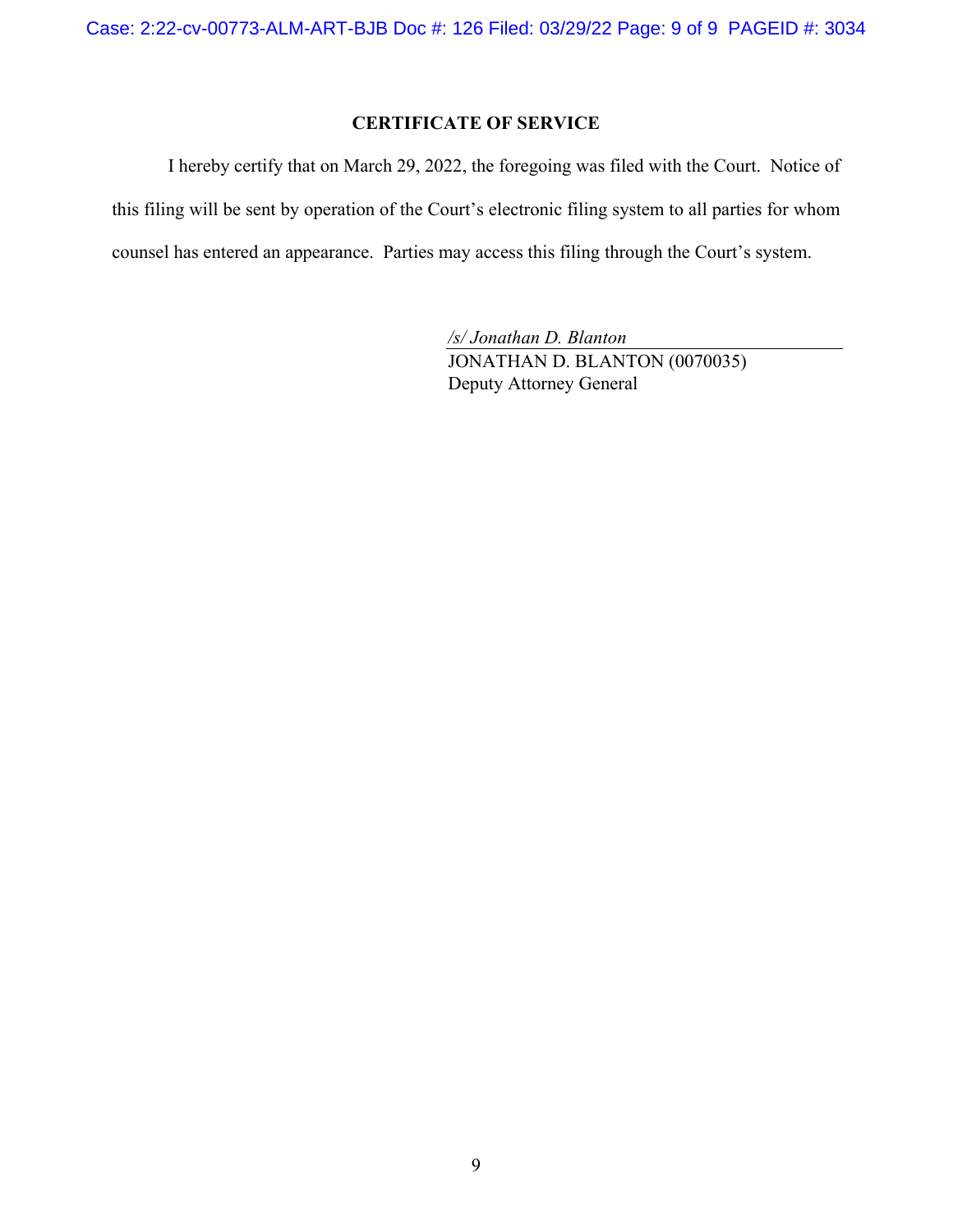## CERTIFICATE OF SERVICE

I hereby certify that on March 29, 2022, the foregoing was filed with the Court. Notice of this filing will be sent by operation of the Court's electronic filing system to all parties for whom counsel has entered an appearance. Parties may access this filing through the Court's system.

*/s/ Jonathan D. Blanton*
JONATHAN D. BLANTON (0070035)
Deputy Attorney General